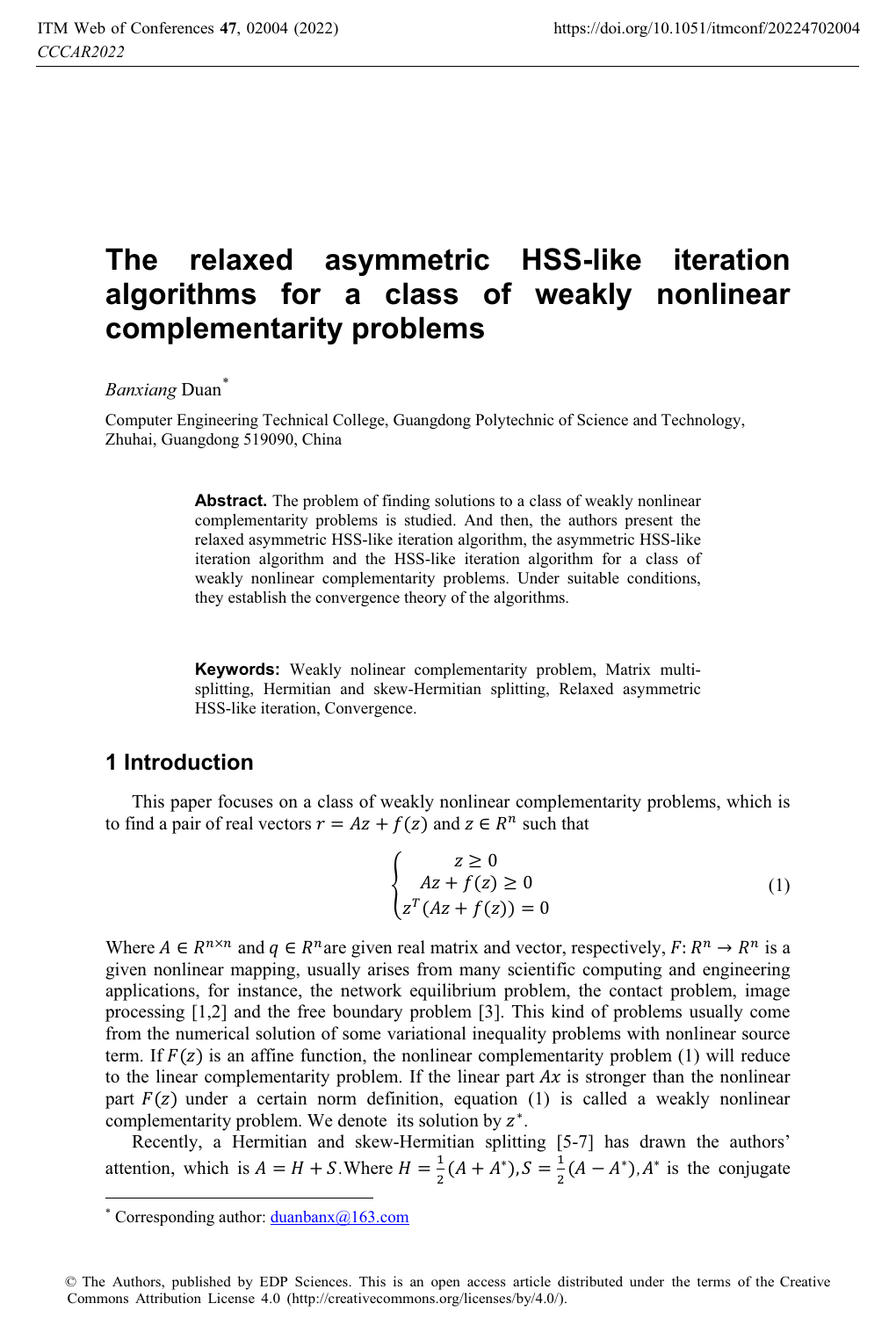# The relaxed asymmetric HSS-like iteration algorithms for a class of weakly nonlinear complementarity problems

*Banxiang* Duan[*]

Computer Engineering Technical College, Guangdong Polytechnic of Science and Technology, Zhuhai, Guangdong 519090, China

**Abstract.** The problem of finding solutions to a class of weakly nonlinear complementarity problems is studied. And then, the authors present the relaxed asymmetric HSS-like iteration algorithm, the asymmetric HSS-like iteration algorithm and the HSS-like iteration algorithm for a class of weakly nonlinear complementarity problems. Under suitable conditions, they establish the convergence theory of the algorithms.

**Keywords:** Weakly nolinear complementarity problem, Matrix multi-splitting, Hermitian and skew-Hermitian splitting, Relaxed asymmetric HSS-like iteration, Convergence.

## 1 Introduction

This paper focuses on a class of weakly nonlinear complementarity problems, which is to find a pair of real vectors $r = Az + f(z)$ and $z \in R^n$ such that

$$\begin{cases} z \geq 0 \\ Az + f(z) \geq 0 \\ z^T(Az + f(z)) = 0 \end{cases} \tag{1}$$

Where $A \in R^{n \times n}$ and $q \in R^n$ are given real matrix and vector, respectively, $F: R^n \to R^n$ is a given nonlinear mapping, usually arises from many scientific computing and engineering applications, for instance, the network equilibrium problem, the contact problem, image processing [1,2] and the free boundary problem [3]. This kind of problems usually come from the numerical solution of some variational inequality problems with nonlinear source term. If $F(z)$ is an affine function, the nonlinear complementarity problem (1) will reduce to the linear complementarity problem. If the linear part $Ax$ is stronger than the nonlinear part $F(z)$ under a certain norm definition, equation (1) is called a weakly nonlinear complementarity problem. We denote its solution by $z^*$.

Recently, a Hermitian and skew-Hermitian splitting [5-7] has drawn the authors' attention, which is $A = H + S$. Where $H = \frac{1}{2}(A + A^*)$, $S = \frac{1}{2}(A - A^*)$, $A^*$ is the conjugate

[*] Corresponding author: duanbanx@163.com

© The Authors, published by EDP Sciences. This is an open access article distributed under the terms of the Creative Commons Attribution License 4.0 (http://creativecommons.org/licenses/by/4.0/).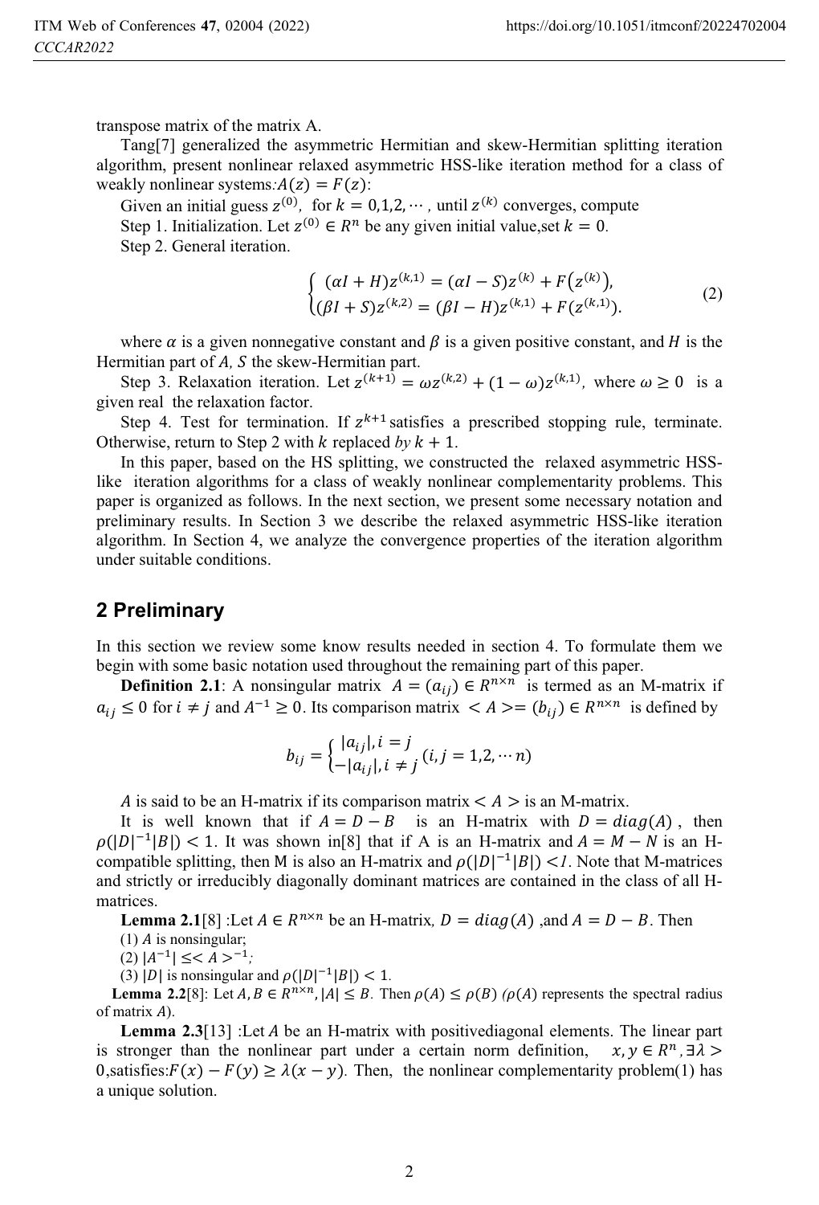transpose matrix of the matrix A.

Tang[7] generalized the asymmetric Hermitian and skew-Hermitian splitting iteration algorithm, present nonlinear relaxed asymmetric HSS-like iteration method for a class of weakly nonlinear systems: $A(z) = F(z)$:

Given an initial guess $z^{(0)}$, for $k = 0,1,2,\cdots$, until $z^{(k)}$ converges, compute

Step 1. Initialization. Let $z^{(0)} \in R^n$ be any given initial value, set $k = 0$.

Step 2. General iteration.

$$\begin{cases} (\alpha I + H)z^{(k,1)} = (\alpha I - S)z^{(k)} + F\left(z^{(k)}\right), \\ (\beta I + S)z^{(k,2)} = (\beta I - H)z^{(k,1)} + F(z^{(k,1)}). \end{cases} \tag{2}$$

where $\alpha$ is a given nonnegative constant and $\beta$ is a given positive constant, and $H$ is the Hermitian part of $A$, $S$ the skew-Hermitian part.

Step 3. Relaxation iteration. Let $z^{(k+1)} = \omega z^{(k,2)} + (1-\omega)z^{(k,1)}$, where $\omega \geq 0$ is a given real the relaxation factor.

Step 4. Test for termination. If $z^{k+1}$ satisfies a prescribed stopping rule, terminate. Otherwise, return to Step 2 with $k$ replaced *by* $k+1$.

In this paper, based on the HS splitting, we constructed the relaxed asymmetric HSS-like iteration algorithms for a class of weakly nonlinear complementarity problems. This paper is organized as follows. In the next section, we present some necessary notation and preliminary results. In Section 3 we describe the relaxed asymmetric HSS-like iteration algorithm. In Section 4, we analyze the convergence properties of the iteration algorithm under suitable conditions.

## 2 Preliminary

In this section we review some know results needed in section 4. To formulate them we begin with some basic notation used throughout the remaining part of this paper.

**Definition 2.1**: A nonsingular matrix $A = (a_{ij}) \in R^{n\times n}$ is termed as an M-matrix if $a_{ij} \leq 0$ for $i \neq j$ and $A^{-1} \geq 0$. Its comparison matrix $<A> = (b_{ij}) \in R^{n\times n}$ is defined by

$$b_{ij} = \begin{cases} |a_{ij}|, i = j \\ -|a_{ij}|, i \neq j \end{cases} (i,j = 1,2,\cdots n)$$

$A$ is said to be an H-matrix if its comparison matrix $<A>$ is an M-matrix.

It is well known that if $A = D - B$ is an H-matrix with $D = diag(A)$, then $\rho(|D|^{-1}|B|) < 1$. It was shown in[8] that if A is an H-matrix and $A = M - N$ is an H-compatible splitting, then M is also an H-matrix and $\rho(|D|^{-1}|B|) < 1$. Note that M-matrices and strictly or irreducibly diagonally dominant matrices are contained in the class of all H-matrices.

**Lemma 2.1**[8] :Let $A \in R^{n\times n}$ be an H-matrix, $D = diag(A)$ ,and $A = D - B$. Then

(1) $A$ is nonsingular;

(2) $|A^{-1}| \leq <A>^{-1}$;

(3) $|D|$ is nonsingular and $\rho(|D|^{-1}|B|) < 1$.

**Lemma 2.2**[8]: Let $A, B \in R^{n\times n}, |A| \leq B$. Then $\rho(A) \leq \rho(B)$ ($\rho(A)$ represents the spectral radius of matrix $A$).

**Lemma 2.3**[13] :Let $A$ be an H-matrix with positivediagonal elements. The linear part is stronger than the nonlinear part under a certain norm definition, $x, y \in R^n, \exists\lambda > 0$,satisfies: $F(x) - F(y) \geq \lambda(x - y)$. Then, the nonlinear complementarity problem(1) has a unique solution.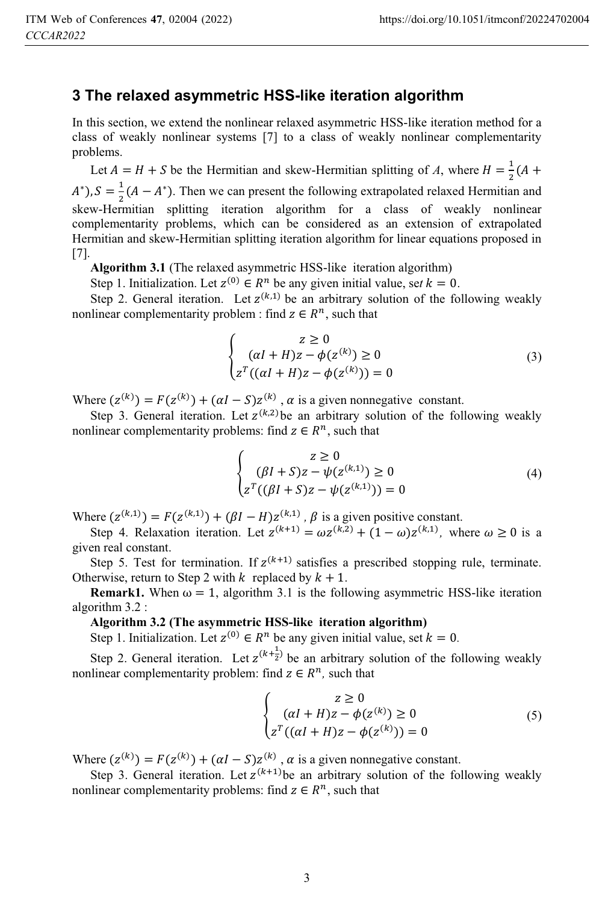## 3 The relaxed asymmetric HSS-like iteration algorithm

In this section, we extend the nonlinear relaxed asymmetric HSS-like iteration method for a class of weakly nonlinear systems [7] to a class of weakly nonlinear complementarity problems.

Let $A = H + S$ be the Hermitian and skew-Hermitian splitting of $A$, where $H = \frac{1}{2}(A + A^*), S = \frac{1}{2}(A - A^*)$. Then we can present the following extrapolated relaxed Hermitian and skew-Hermitian splitting iteration algorithm for a class of weakly nonlinear complementarity problems, which can be considered as an extension of extrapolated Hermitian and skew-Hermitian splitting iteration algorithm for linear equations proposed in [7].

**Algorithm 3.1** (The relaxed asymmetric HSS-like iteration algorithm)

Step 1. Initialization. Let $z^{(0)} \in R^n$ be any given initial value, set $k = 0$.

Step 2. General iteration. Let $z^{(k,1)}$ be an arbitrary solution of the following weakly nonlinear complementarity problem : find $z \in R^n$, such that

$$\begin{cases} z \geq 0 \\ (\alpha I + H)z - \phi(z^{(k)}) \geq 0 \\ z^T((\alpha I + H)z - \phi(z^{(k)})) = 0 \end{cases} \tag{3}$$

Where $(z^{(k)}) = F(z^{(k)}) + (\alpha I - S)z^{(k)}$ , $\alpha$ is a given nonnegative constant.

Step 3. General iteration. Let $z^{(k,2)}$ be an arbitrary solution of the following weakly nonlinear complementarity problems: find $z \in R^n$, such that

$$\begin{cases} z \geq 0 \\ (\beta I + S)z - \psi(z^{(k,1)}) \geq 0 \\ z^T((\beta I + S)z - \psi(z^{(k,1)})) = 0 \end{cases} \tag{4}$$

Where $(z^{(k,1)}) = F(z^{(k,1)}) + (\beta I - H)z^{(k,1)}$ , $\beta$ is a given positive constant.

Step 4. Relaxation iteration. Let $z^{(k+1)} = \omega z^{(k,2)} + (1 - \omega)z^{(k,1)}$, where $\omega \geq 0$ is a given real constant.

Step 5. Test for termination. If $z^{(k+1)}$ satisfies a prescribed stopping rule, terminate. Otherwise, return to Step 2 with $k$ replaced by $k + 1$.

**Remark1.** When $\omega = 1$, algorithm 3.1 is the following asymmetric HSS-like iteration algorithm 3.2 :

**Algorithm 3.2 (The asymmetric HSS-like iteration algorithm)**

Step 1. Initialization. Let $z^{(0)} \in R^n$ be any given initial value, set $k = 0$.

Step 2. General iteration. Let $z^{(k+\frac{1}{2})}$ be an arbitrary solution of the following weakly nonlinear complementarity problem: find $z \in R^n$, such that

$$\begin{cases} z \geq 0 \\ (\alpha I + H)z - \phi(z^{(k)}) \geq 0 \\ z^T((\alpha I + H)z - \phi(z^{(k)})) = 0 \end{cases} \tag{5}$$

Where $(z^{(k)}) = F(z^{(k)}) + (\alpha I - S)z^{(k)}$ , $\alpha$ is a given nonnegative constant.

Step 3. General iteration. Let $z^{(k+1)}$ be an arbitrary solution of the following weakly nonlinear complementarity problems: find $z \in R^n$, such that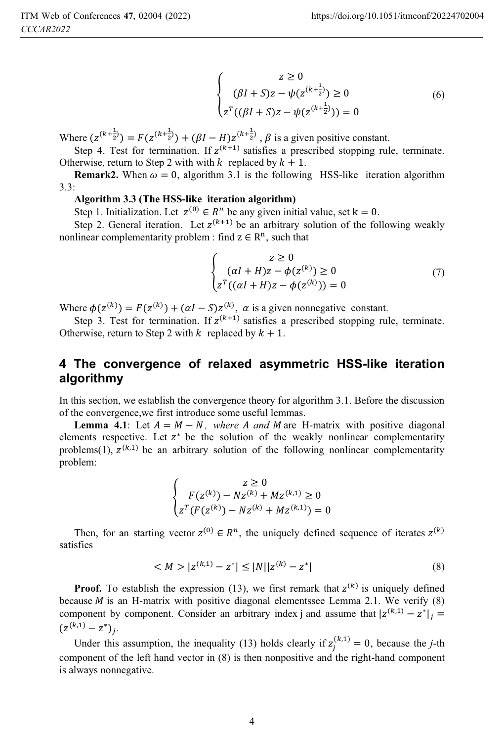$$\begin{cases} z \geq 0 \\ (\beta I + S)z - \psi(z^{(k+\frac{1}{2})}) \geq 0 \\ z^T((\beta I + S)z - \psi(z^{(k+\frac{1}{2})})) = 0 \end{cases} \tag{6}$$

Where $(z^{(k+\frac{1}{2})}) = F(z^{(k+\frac{1}{2})}) + (\beta I - H)z^{(k+\frac{1}{2})}$ , $\beta$ is a given positive constant.

Step 4. Test for termination. If $z^{(k+1)}$ satisfies a prescribed stopping rule, terminate. Otherwise, return to Step 2 with with $k$ replaced by $k+1$.

**Remark2.** When $\omega = 0$, algorithm 3.1 is the following HSS-like iteration algorithm 3.3:

**Algorithm 3.3 (The HSS-like iteration algorithm)**

Step 1. Initialization. Let $z^{(0)} \in R^n$ be any given initial value, set $\mathrm{k} = 0$.

Step 2. General iteration. Let $z^{(k+1)}$ be an arbitrary solution of the following weakly nonlinear complementarity problem : find $\mathrm{z} \in \mathrm{R}^{\mathrm{n}}$, such that

$$\begin{cases} z \geq 0 \\ (\alpha I + H)z - \phi(z^{(k)}) \geq 0 \\ z^T((\alpha I + H)z - \phi(z^{(k)})) = 0 \end{cases} \tag{7}$$

Where $\phi(z^{(k)}) = F(z^{(k)}) + (\alpha I - S)z^{(k)}$, $\alpha$ is a given nonnegative constant.

Step 3. Test for termination. If $z^{(k+1)}$ satisfies a prescribed stopping rule, terminate. Otherwise, return to Step 2 with $k$ replaced by $k+1$.

## 4 The convergence of relaxed asymmetric HSS-like iteration algorithmy

In this section, we establish the convergence theory for algorithm 3.1. Before the discussion of the convergence,we first introduce some useful lemmas.

**Lemma 4.1**: Let $A = M - N$, *where* $A$ *and* $M$ are H-matrix with positive diagonal elements respective. Let $z^*$ be the solution of the weakly nonlinear complementarity problems(1), $z^{(k,1)}$ be an arbitrary solution of the following nonlinear complementarity problem:

$$\begin{cases} z \geq 0 \\ F(z^{(k)}) - Nz^{(k)} + Mz^{(k,1)} \geq 0 \\ z^T(F(z^{(k)}) - Nz^{(k)} + Mz^{(k,1)}) = 0 \end{cases}$$

Then, for an starting vector $z^{(0)} \in R^n$, the uniquely defined sequence of iterates $z^{(k)}$ satisfies

$$< M > |z^{(k,1)} - z^*| \leq |N||z^{(k)} - z^*| \tag{8}$$

**Proof.** To establish the expression (13), we first remark that $z^{(k)}$ is uniquely defined because $M$ is an H-matrix with positive diagonal elementssee Lemma 2.1. We verify (8) component by component. Consider an arbitrary index j and assume that $|z^{(k,1)} - z^*|_j = (z^{(k,1)} - z^*)_j$.

Under this assumption, the inequality (13) holds clearly if $z_j^{(k,1)} = 0$, because the *j*-th component of the left hand vector in (8) is then nonpositive and the right-hand component is always nonnegative.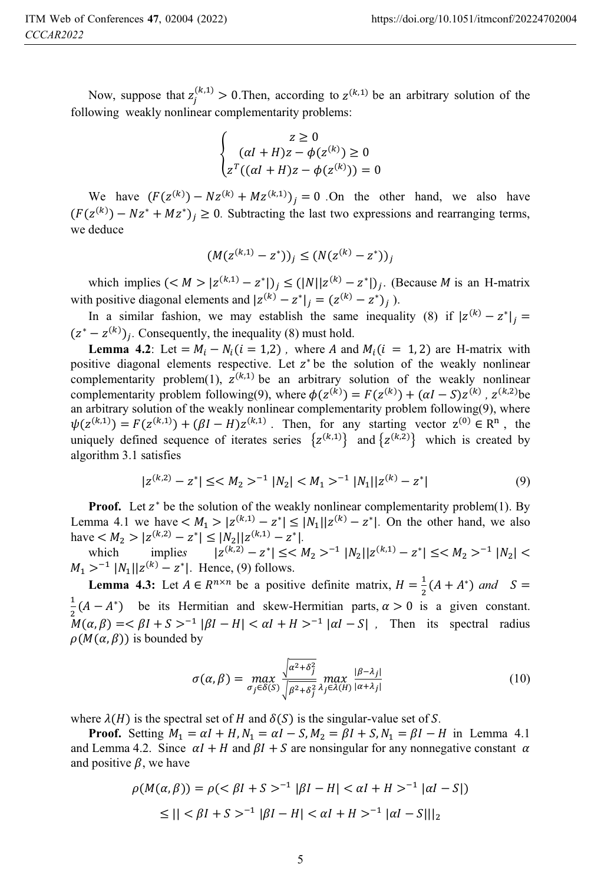Now, suppose that $z_j^{(k,1)} > 0$.Then, according to $z^{(k,1)}$ be an arbitrary solution of the following weakly nonlinear complementarity problems:

$$\begin{cases} z \geq 0 \\ (\alpha I + H)z - \phi(z^{(k)}) \geq 0 \\ z^T((\alpha I + H)z - \phi(z^{(k)})) = 0 \end{cases}$$

We have $(F(z^{(k)}) - Nz^{(k)} + Mz^{(k,1)})_j = 0$ .On the other hand, we also have $(F(z^{(k)}) - Nz^* + Mz^*)_j \geq 0$. Subtracting the last two expressions and rearranging terms, we deduce

$$(M(z^{(k,1)} - z^*))_j \leq (N(z^{(k)} - z^*))_j$$

which implies $(< M > |z^{(k,1)} - z^*|)_j \leq (|N||z^{(k)} - z^*|)_j$. (Because $M$ is an H-matrix with positive diagonal elements and $|z^{(k)} - z^*|_j = (z^{(k)} - z^*)_j$ ).

In a similar fashion, we may establish the same inequality (8) if $|z^{(k)} - z^*|_j = (z^* - z^{(k)})_j$. Consequently, the inequality (8) must hold.

**Lemma 4.2**: Let $= M_i - N_i (i = 1,2)$ , where $A$ and $M_i (i = 1, 2)$ are H-matrix with positive diagonal elements respective. Let $z^*$ be the solution of the weakly nonlinear complementarity problem(1), $z^{(k,1)}$ be an arbitrary solution of the weakly nonlinear complementarity problem following(9), where $\phi(z^{(k)}) = F(z^{(k)}) + (\alpha I - S)z^{(k)}$ , $z^{(k,2)}$be an arbitrary solution of the weakly nonlinear complementarity problem following(9), where $\psi(z^{(k,1)}) = F(z^{(k,1)}) + (\beta I - H)z^{(k,1)}$ . Then, for any starting vector $z^{(0)} \in R^n$ , the uniquely defined sequence of iterates series $\{z^{(k,1)}\}$ and $\{z^{(k,2)}\}$ which is created by algorithm 3.1 satisfies

$$|z^{(k,2)} - z^*| \leq < M_2 >^{-1} |N_2| < M_1 >^{-1} |N_1||z^{(k)} - z^*| \tag{9}$$

**Proof.** Let $z^*$ be the solution of the weakly nonlinear complementarity problem(1). By Lemma 4.1 we have $< M_1 > |z^{(k,1)} - z^*| \leq |N_1||z^{(k)} - z^*|$. On the other hand, we also have $< M_2 > |z^{(k,2)} - z^*| \leq |N_2||z^{(k,1)} - z^*|$.

which implie*s* $|z^{(k,2)} - z^*| \leq < M_2 >^{-1} |N_2||z^{(k,1)} - z^*| \leq < M_2 >^{-1} |N_2| < M_1 >^{-1} |N_1||z^{(k)} - z^*|$. Hence, (9) follows.

**Lemma 4.3:** Let $A \in R^{n\times n}$ be a positive definite matrix, $H = \frac{1}{2}(A + A^*)$ *and* $S = \frac{1}{2}(A - A^*)$ be its Hermitian and skew-Hermitian parts, $\alpha > 0$ is a given constant. $M(\alpha, \beta) = < \beta I + S >^{-1} |\beta I - H| < \alpha I + H >^{-1} |\alpha I - S|$ , Then its spectral radius $\rho(M(\alpha, \beta))$ is bounded by

$$\sigma(\alpha, \beta) = \max_{\sigma_j \in \delta(S)} \frac{\sqrt{\alpha^2 + \delta_j^2}}{\sqrt{\beta^2 + \delta_j^2}} \max_{\lambda_j \in \lambda(H)} \frac{|\beta - \lambda_j|}{|\alpha + \lambda_j|} \tag{10}$$

where $\lambda(H)$ is the spectral set of $H$ and $\delta(S)$ is the singular-value set of $S$.

**Proof.** Setting $M_1 = \alpha I + H, N_1 = \alpha I - S, M_2 = \beta I + S, N_1 = \beta I - H$ in Lemma 4.1 and Lemma 4.2. Since $\alpha I + H$ and $\beta I + S$ are nonsingular for any nonnegative constant $\alpha$ and positive $\beta$, we have

$$\rho(M(\alpha, \beta)) = \rho(< \beta I + S >^{-1} |\beta I - H| < \alpha I + H >^{-1} |\alpha I - S|)$$
$$\leq || < \beta I + S >^{-1} |\beta I - H| < \alpha I + H >^{-1} |\alpha I - S|||_2$$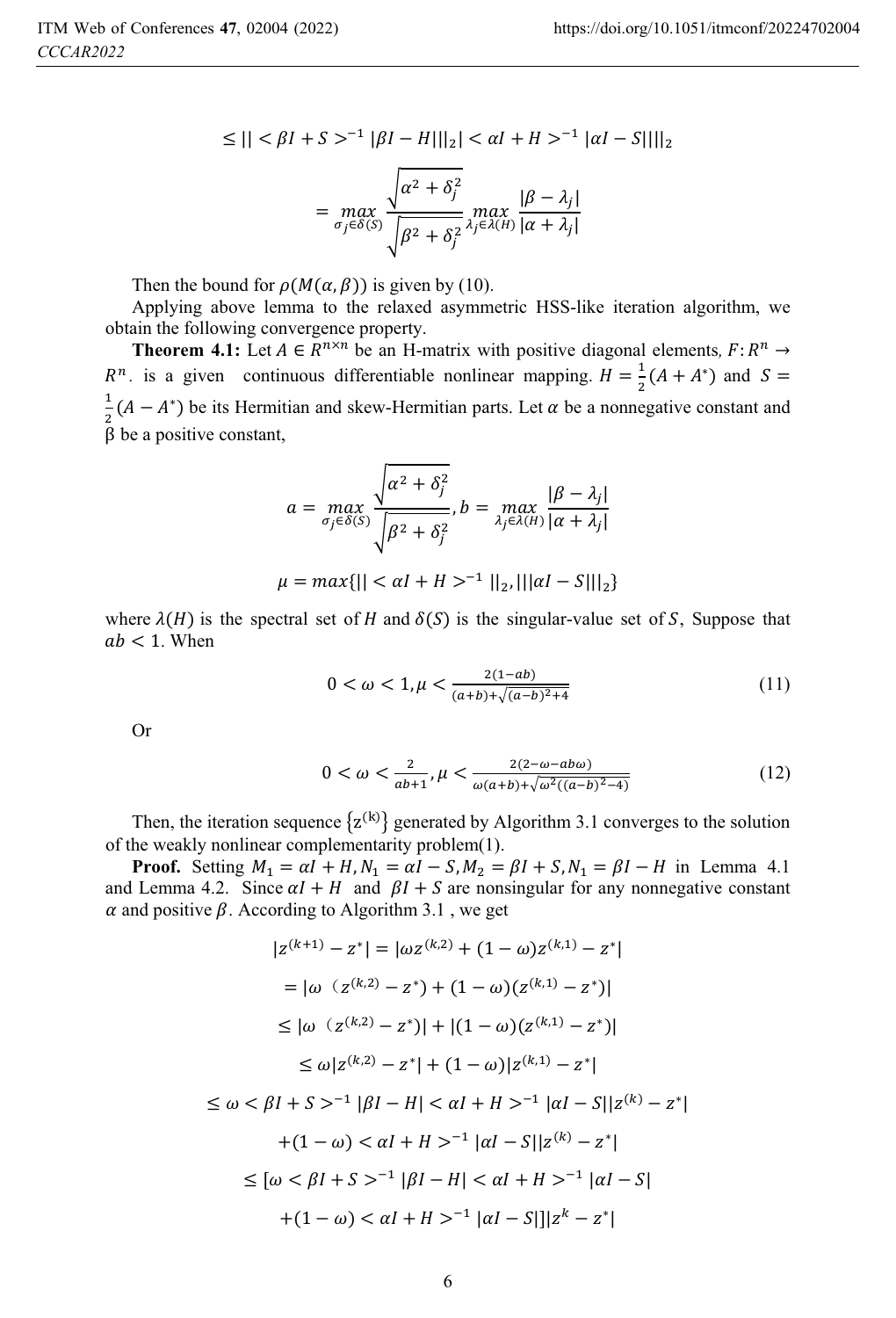$$\leq || < \beta I + S >^{-1} |\beta I - H|||_2| < \alpha I + H >^{-1} |\alpha I - S||||_2$$

$$= \max_{\sigma_j \in \delta(S)} \frac{\sqrt{\alpha^2 + \delta_j^2}}{\sqrt{\beta^2 + \delta_j^2}} \max_{\lambda_j \in \lambda(H)} \frac{|\beta - \lambda_j|}{|\alpha + \lambda_j|}$$

Then the bound for $\rho(M(\alpha, \beta))$ is given by (10).

Applying above lemma to the relaxed asymmetric HSS-like iteration algorithm, we obtain the following convergence property.

**Theorem 4.1:** Let $A \in R^{n \times n}$ be an H-matrix with positive diagonal elements, $F: R^n \rightarrow R^n$. is a given continuous differentiable nonlinear mapping. $H = \frac{1}{2}(A + A^*)$ and $S = \frac{1}{2}(A - A^*)$ be its Hermitian and skew-Hermitian parts. Let $\alpha$ be a nonnegative constant and β be a positive constant,

$$a = \max_{\sigma_j \in \delta(S)} \frac{\sqrt{\alpha^2 + \delta_j^2}}{\sqrt{\beta^2 + \delta_j^2}}, b = \max_{\lambda_j \in \lambda(H)} \frac{|\beta - \lambda_j|}{|\alpha + \lambda_j|}$$

$$\mu = max\{|| < \alpha I + H >^{-1} ||_2, |||\alpha I - S|||_2\}$$

where $\lambda(H)$ is the spectral set of $H$ and $\delta(S)$ is the singular-value set of $S$, Suppose that $ab < 1$. When

$$0 < \omega < 1, \mu < \frac{2(1 - ab)}{(a + b) + \sqrt{(a - b)^2 + 4}} \tag{11}$$

Or

$$0 < \omega < \frac{2}{ab + 1}, \mu < \frac{2(2 - \omega - ab\omega)}{\omega(a + b) + \sqrt{\omega^2((a - b)^2 - 4)}} \tag{12}$$

Then, the iteration sequence $\{z^{(k)}\}$ generated by Algorithm 3.1 converges to the solution of the weakly nonlinear complementarity problem(1).

**Proof.** Setting $M_1 = \alpha I + H, N_1 = \alpha I - S, M_2 = \beta I + S, N_1 = \beta I - H$ in Lemma 4.1 and Lemma 4.2. Since $\alpha I + H$ and $\beta I + S$ are nonsingular for any nonnegative constant $\alpha$ and positive $\beta$. According to Algorithm 3.1 , we get

$$|z^{(k+1)} - z^*| = |\omega z^{(k,2)} + (1 - \omega) z^{(k,1)} - z^*|$$

$$= |\omega \ (z^{(k,2)} - z^*) + (1 - \omega)(z^{(k,1)} - z^*)|$$

$$\leq |\omega \ (z^{(k,2)} - z^*)| + |(1 - \omega)(z^{(k,1)} - z^*)|$$

$$\leq \omega |z^{(k,2)} - z^*| + (1 - \omega)|z^{(k,1)} - z^*|$$

$$\leq \omega < \beta I + S >^{-1} |\beta I - H| < \alpha I + H >^{-1} |\alpha I - S||z^{(k)} - z^*|$$

$$+(1 - \omega) < \alpha I + H >^{-1} |\alpha I - S||z^{(k)} - z^*|$$

$$\leq [\omega < \beta I + S >^{-1} |\beta I - H| < \alpha I + H >^{-1} |\alpha I - S|$$

$$+(1 - \omega) < \alpha I + H >^{-1} |\alpha I - S|]|z^k - z^*|$$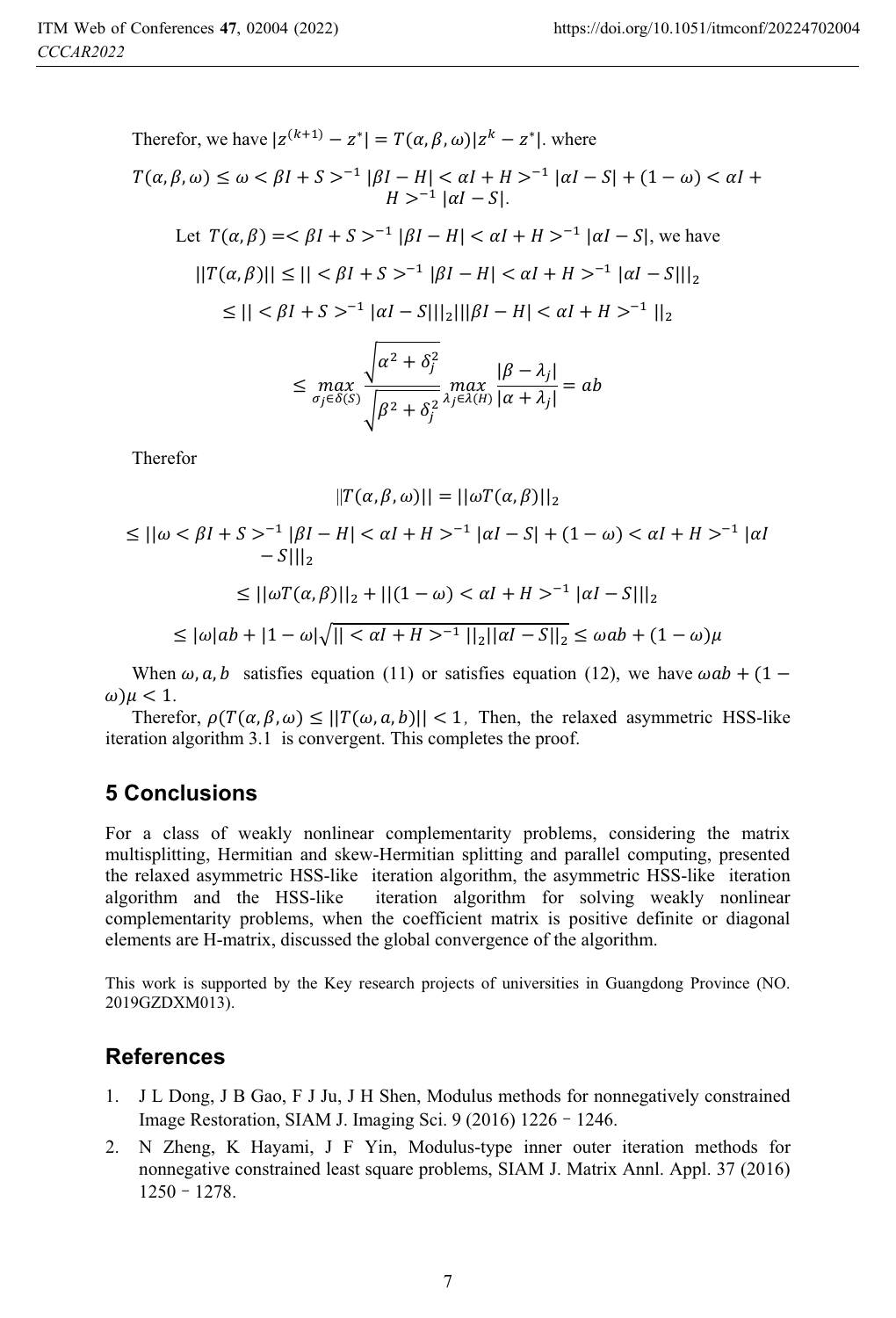Therefor, we have $|z^{(k+1)} - z^*| = T(\alpha,\beta,\omega)|z^k - z^*|$. where

$$T(\alpha,\beta,\omega) \leq \omega < \beta I + S >^{-1} |\beta I - H| < \alpha I + H >^{-1} |\alpha I - S| + (1-\omega) < \alpha I + H >^{-1} |\alpha I - S|.$$

Let $T(\alpha,\beta) = < \beta I + S >^{-1} |\beta I - H| < \alpha I + H >^{-1} |\alpha I - S|$, we have

$$||T(\alpha,\beta)|| \leq || < \beta I + S >^{-1} |\beta I - H| < \alpha I + H >^{-1} |\alpha I - S|||_2$$

$$\leq || < \beta I + S >^{-1} |\alpha I - S|||_2 |||\beta I - H| < \alpha I + H >^{-1} ||_2$$

$$\leq \max_{\sigma_j \in \delta(S)} \frac{\sqrt{\alpha^2 + \delta_j^2}}{\sqrt{\beta^2 + \delta_j^2}} \max_{\lambda_j \in \lambda(H)} \frac{|\beta - \lambda_j|}{|\alpha + \lambda_j|} = ab$$

Therefor

$$\|T(\alpha,\beta,\omega)|| = ||\omega T(\alpha,\beta)||_2$$

$$\leq ||\omega < \beta I + S >^{-1} |\beta I - H| < \alpha I + H >^{-1} |\alpha I - S| + (1-\omega) < \alpha I + H >^{-1} |\alpha I - S|||_2$$

$$\leq ||\omega T(\alpha,\beta)||_2 + ||(1-\omega) < \alpha I + H >^{-1} |\alpha I - S|||_2$$

$$\leq |\omega| ab + |1-\omega| \sqrt{|| < \alpha I + H >^{-1} ||_2 ||\alpha I - S||_2} \leq \omega ab + (1-\omega)\mu$$

When $\omega, a, b$ satisfies equation (11) or satisfies equation (12), we have $\omega ab + (1-\omega)\mu < 1$.

Therefor, $\rho(T(\alpha,\beta,\omega) \leq ||T(\omega,a,b)|| < 1$, Then, the relaxed asymmetric HSS-like iteration algorithm 3.1 is convergent. This completes the proof.

## 5 Conclusions

For a class of weakly nonlinear complementarity problems, considering the matrix multisplitting, Hermitian and skew-Hermitian splitting and parallel computing, presented the relaxed asymmetric HSS-like iteration algorithm, the asymmetric HSS-like iteration algorithm and the HSS-like iteration algorithm for solving weakly nonlinear complementarity problems, when the coefficient matrix is positive definite or diagonal elements are H-matrix, discussed the global convergence of the algorithm.

This work is supported by the Key research projects of universities in Guangdong Province (NO. 2019GZDXM013).

## References

1. J L Dong, J B Gao, F J Ju, J H Shen, Modulus methods for nonnegatively constrained Image Restoration, SIAM J. Imaging Sci. 9 (2016) 1226 – 1246.
2. N Zheng, K Hayami, J F Yin, Modulus-type inner outer iteration methods for nonnegative constrained least square problems, SIAM J. Matrix Annl. Appl. 37 (2016) 1250 – 1278.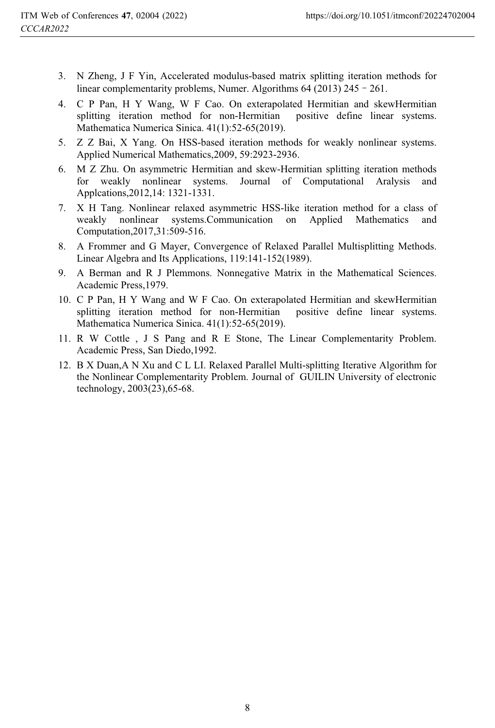3. N Zheng, J F Yin, Accelerated modulus-based matrix splitting iteration methods for linear complementarity problems, Numer. Algorithms 64 (2013) 245﹣261.
4. C P Pan, H Y Wang, W F Cao. On exterapolated Hermitian and skewHermitian splitting iteration method for non-Hermitian positive define linear systems. Mathematica Numerica Sinica. 41(1):52-65(2019).
5. Z Z Bai, X Yang. On HSS-based iteration methods for weakly nonlinear systems. Applied Numerical Mathematics,2009, 59:2923-2936.
6. M Z Zhu. On asymmetric Hermitian and skew-Hermitian splitting iteration methods for weakly nonlinear systems. Journal of Computational Aralysis and Applcations,2012,14: 1321-1331.
7. X H Tang. Nonlinear relaxed asymmetric HSS-like iteration method for a class of weakly nonlinear systems.Communication on Applied Mathematics and Computation,2017,31:509-516.
8. A Frommer and G Mayer, Convergence of Relaxed Parallel Multisplitting Methods. Linear Algebra and Its Applications, 119:141-152(1989).
9. A Berman and R J Plemmons. Nonnegative Matrix in the Mathematical Sciences. Academic Press,1979.
10. C P Pan, H Y Wang and W F Cao. On exterapolated Hermitian and skewHermitian splitting iteration method for non-Hermitian positive define linear systems. Mathematica Numerica Sinica. 41(1):52-65(2019).
11. R W Cottle , J S Pang and R E Stone, The Linear Complementarity Problem. Academic Press, San Diedo,1992.
12. B X Duan,A N Xu and C L LI. Relaxed Parallel Multi-splitting Iterative Algorithm for the Nonlinear Complementarity Problem. Journal of GUILIN University of electronic technology, 2003(23),65-68.